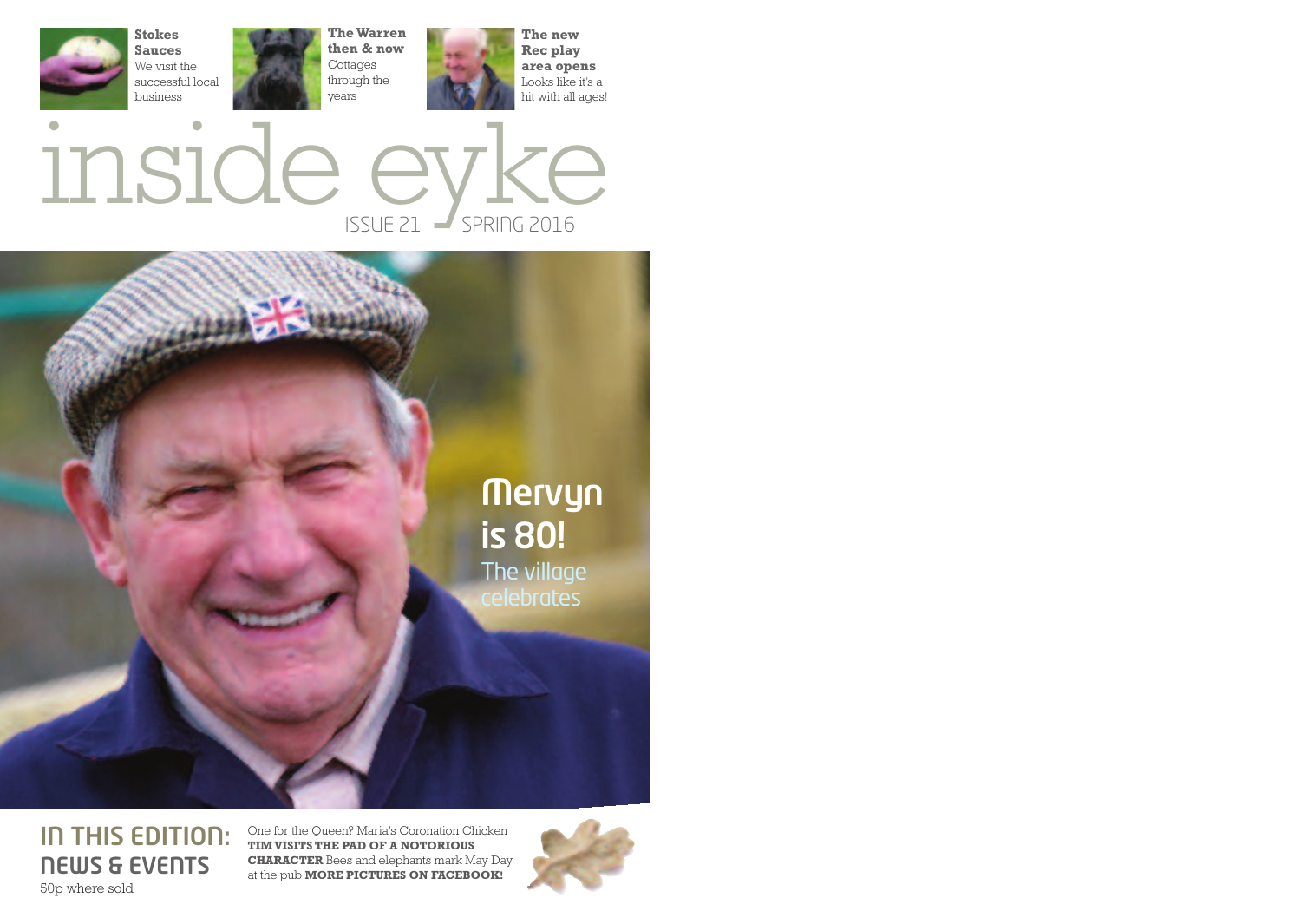**Stokes Sauces**
We visit the successful local business

**The Warren then & now**
Cottages through the years

**The new Rec play area opens**
Looks like it's a hit with all ages!

# inside eyke

ISSUE 21 SPRING 2016

## Mervyn is 80!

The village celebrates

## IN THIS EDITION: NEWS & EVENTS

50p where sold

One for the Queen? Maria's Coronation Chicken **TIM VISITS THE PAD OF A NOTORIOUS CHARACTER** Bees and elephants mark May Day at the pub **MORE PICTURES ON FACEBOOK!**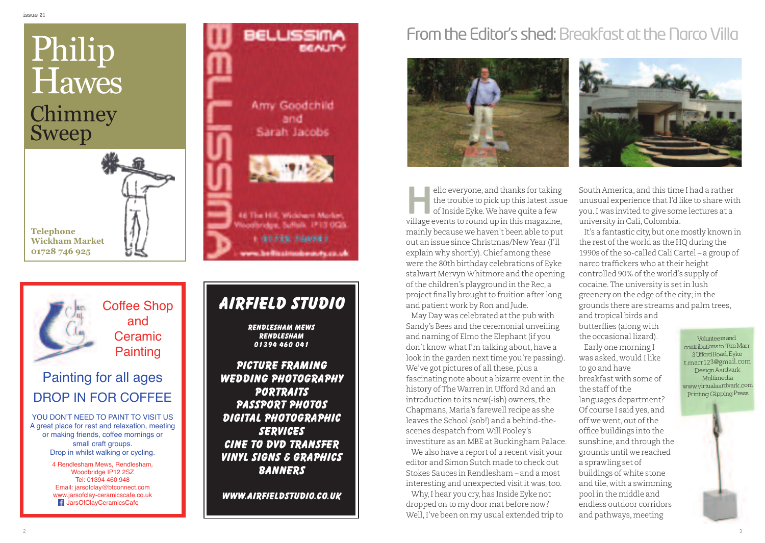Philip Hawes

Chimney Sweep

**Telephone**
**Wickham Market**
**01728 746 925**

BELLISSIMA BEAUTY

Amy Goodchild and Sarah Jacobs

46 The Hill, Wickham Market, Woodbridge, Suffolk IP13 0QS

t: 01728 746961

www.bellissimabeauty.co.uk

Coffee Shop and Ceramic Painting

Painting for all ages

DROP IN FOR COFFEE

YOU DON'T NEED TO PAINT TO VISIT US
A great place for rest and relaxation, meeting or making friends, coffee mornings or small craft groups.
Drop in whilst walking or cycling.

4 Rendlesham Mews, Rendlesham, Woodbridge IP12 2SZ
Tel: 01394 460 948
Email: jarsofclay@btconnect.com
www.jarsofclay-ceramicscafe.co.uk
JarsOfClayCeramicsCafe

## AIRFIELD STUDIO

**RENDLESHAM MEWS**
**RENDLESHAM**
**01394 460 041**

**PICTURE FRAMING**
**WEDDING PHOTOGRAPHY**
**PORTRAITS**
**PASSPORT PHOTOS**
**DIGITAL PHOTOGRAPHIC SERVICES**
**CINE TO DVD TRANSFER**
**VINYL SIGNS & GRAPHICS**
**BANNERS**

**WWW.AIRFIELDSTUDIO.CO.UK**

# From the Editor's shed: Breakfast at the Narco Villa

Hello everyone, and thanks for taking the trouble to pick up this latest issue of Inside Eyke. We have quite a few village events to round up in this magazine, mainly because we haven't been able to put out an issue since Christmas/New Year (I'll explain why shortly). Chief among these were the 80th birthday celebrations of Eyke stalwart Mervyn Whitmore and the opening of the children's playground in the Rec, a project finally brought to fruition after long and patient work by Ron and Jude.

May Day was celebrated at the pub with Sandy's Bees and the ceremonial unveiling and naming of Elmo the Elephant (if you don't know what I'm talking about, have a look in the garden next time you're passing). We've got pictures of all these, plus a fascinating note about a bizarre event in the history of The Warren in Ufford Rd and an introduction to its new(-ish) owners, the Chapmans, Maria's farewell recipe as she leaves the School (sob!) and a behind-the-scenes despatch from Will Pooley's investiture as an MBE at Buckingham Palace.

We also have a report of a recent visit your editor and Simon Sutch made to check out Stokes Sauces in Rendlesham – and a most interesting and unexpected visit it was, too.

Why, I hear you cry, has Inside Eyke not dropped on to my door mat before now? Well, I've been on my usual extended trip to South America, and this time I had a rather unusual experience that I'd like to share with you. I was invited to give some lectures at a university in Cali, Colombia.

It's a fantastic city, but one mostly known in the rest of the world as the HQ during the 1990s of the so-called Cali Cartel – a group of narco traffickers who at their height controlled 90% of the world's supply of cocaine. The university is set in lush greenery on the edge of the city; in the grounds there are streams and palm trees, and tropical birds and butterflies (along with the occasional lizard).

Early one morning I was asked, would I like to go and have breakfast with some of the staff of the languages department? Of course I said yes, and off we went, out of the office buildings into the sunshine, and through the grounds until we reached a sprawling set of buildings of white stone and tile, with a swimming pool in the middle and endless outdoor corridors and pathways, meeting

Volunteers and contributions to Tim Marr
3 Ufford Road, Eyke
t.marr123@gmail.com
Design Aardvark Multimedia
www.virtualaardvark.com
Printing Gipping Press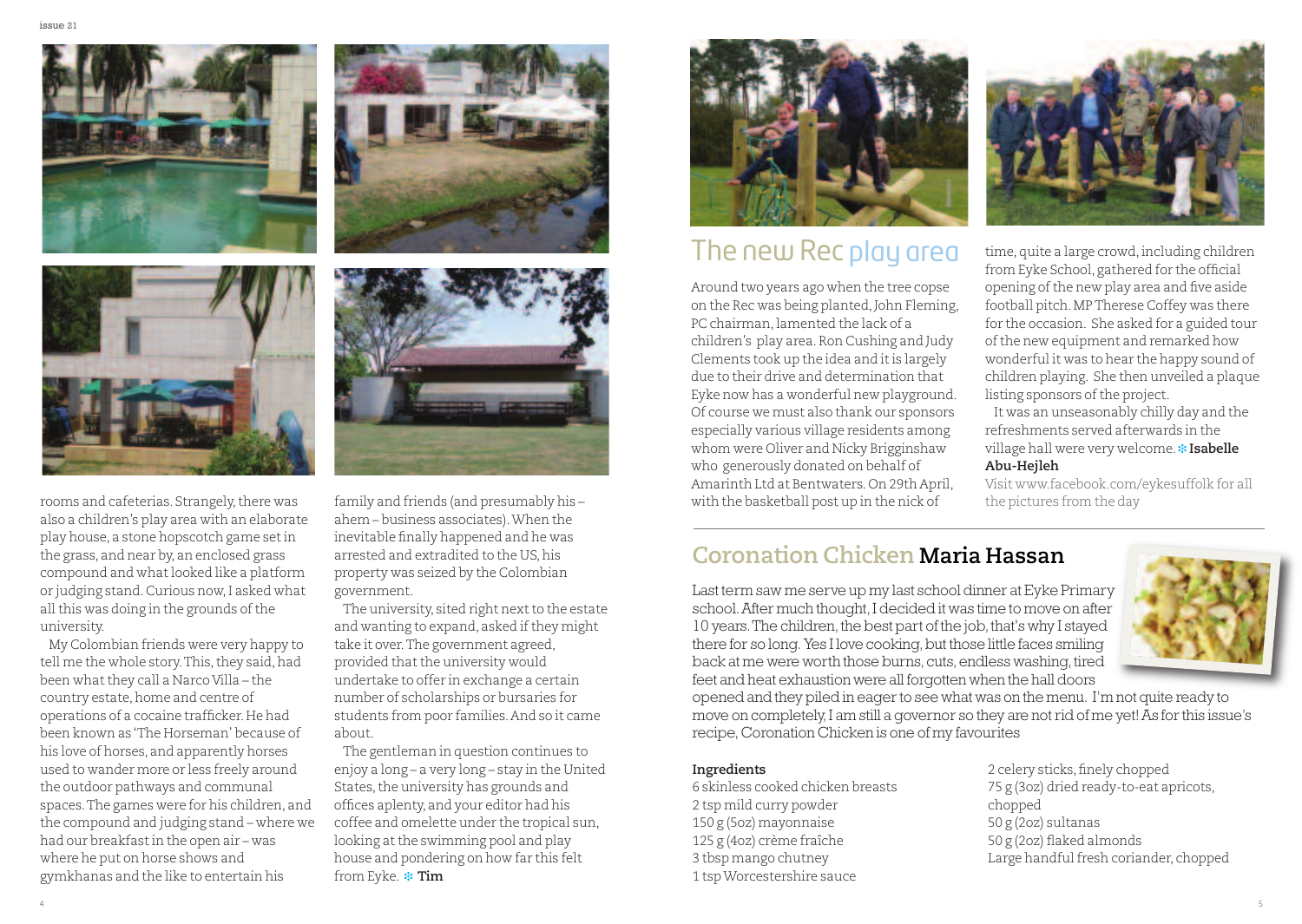rooms and cafeterias. Strangely, there was also a children's play area with an elaborate play house, a stone hopscotch game set in the grass, and near by, an enclosed grass compound and what looked like a platform or judging stand. Curious now, I asked what all this was doing in the grounds of the university.

My Colombian friends were very happy to tell me the whole story. This, they said, had been what they call a Narco Villa – the country estate, home and centre of operations of a cocaine trafficker. He had been known as 'The Horseman' because of his love of horses, and apparently horses used to wander more or less freely around the outdoor pathways and communal spaces. The games were for his children, and the compound and judging stand – where we had our breakfast in the open air – was where he put on horse shows and gymkhanas and the like to entertain his family and friends (and presumably his – ahem – business associates). When the inevitable finally happened and he was arrested and extradited to the US, his property was seized by the Colombian government.

The university, sited right next to the estate and wanting to expand, asked if they might take it over. The government agreed, provided that the university would undertake to offer in exchange a certain number of scholarships or bursaries for students from poor families. And so it came about.

The gentleman in question continues to enjoy a long – a very long – stay in the United States, the university has grounds and offices aplenty, and your editor had his coffee and omelette under the tropical sun, looking at the swimming pool and play house and pondering on how far this felt from Eyke. ❄ **Tim**

## The new Rec play area

Around two years ago when the tree copse on the Rec was being planted, John Fleming, PC chairman, lamented the lack of a children's play area. Ron Cushing and Judy Clements took up the idea and it is largely due to their drive and determination that Eyke now has a wonderful new playground. Of course we must also thank our sponsors especially various village residents among whom were Oliver and Nicky Brigginshaw who generously donated on behalf of Amarinth Ltd at Bentwaters. On 29th April, with the basketball post up in the nick of time, quite a large crowd, including children from Eyke School, gathered for the official opening of the new play area and five aside football pitch. MP Therese Coffey was there for the occasion. She asked for a guided tour of the new equipment and remarked how wonderful it was to hear the happy sound of children playing. She then unveiled a plaque listing sponsors of the project.

It was an unseasonably chilly day and the refreshments served afterwards in the village hall were very welcome. ❄ **Isabelle Abu-Hejleh**

Visit www.facebook.com/eykesuffolk for all the pictures from the day

## Coronation Chicken **Maria Hassan**

Last term saw me serve up my last school dinner at Eyke Primary school. After much thought, I decided it was time to move on after 10 years. The children, the best part of the job, that's why I stayed there for so long. Yes I love cooking, but those little faces smiling back at me were worth those burns, cuts, endless washing, tired feet and heat exhaustion were all forgotten when the hall doors opened and they piled in eager to see what was on the menu. I'm not quite ready to move on completely, I am still a governor so they are not rid of me yet! As for this issue's recipe, Coronation Chicken is one of my favourites

**Ingredients**

6 skinless cooked chicken breasts
2 tsp mild curry powder
150 g (5oz) mayonnaise
125 g (4oz) crème fraîche
3 tbsp mango chutney
1 tsp Worcestershire sauce
2 celery sticks, finely chopped
75 g (3oz) dried ready-to-eat apricots, chopped
50 g (2oz) sultanas
50 g (2oz) flaked almonds
Large handful fresh coriander, chopped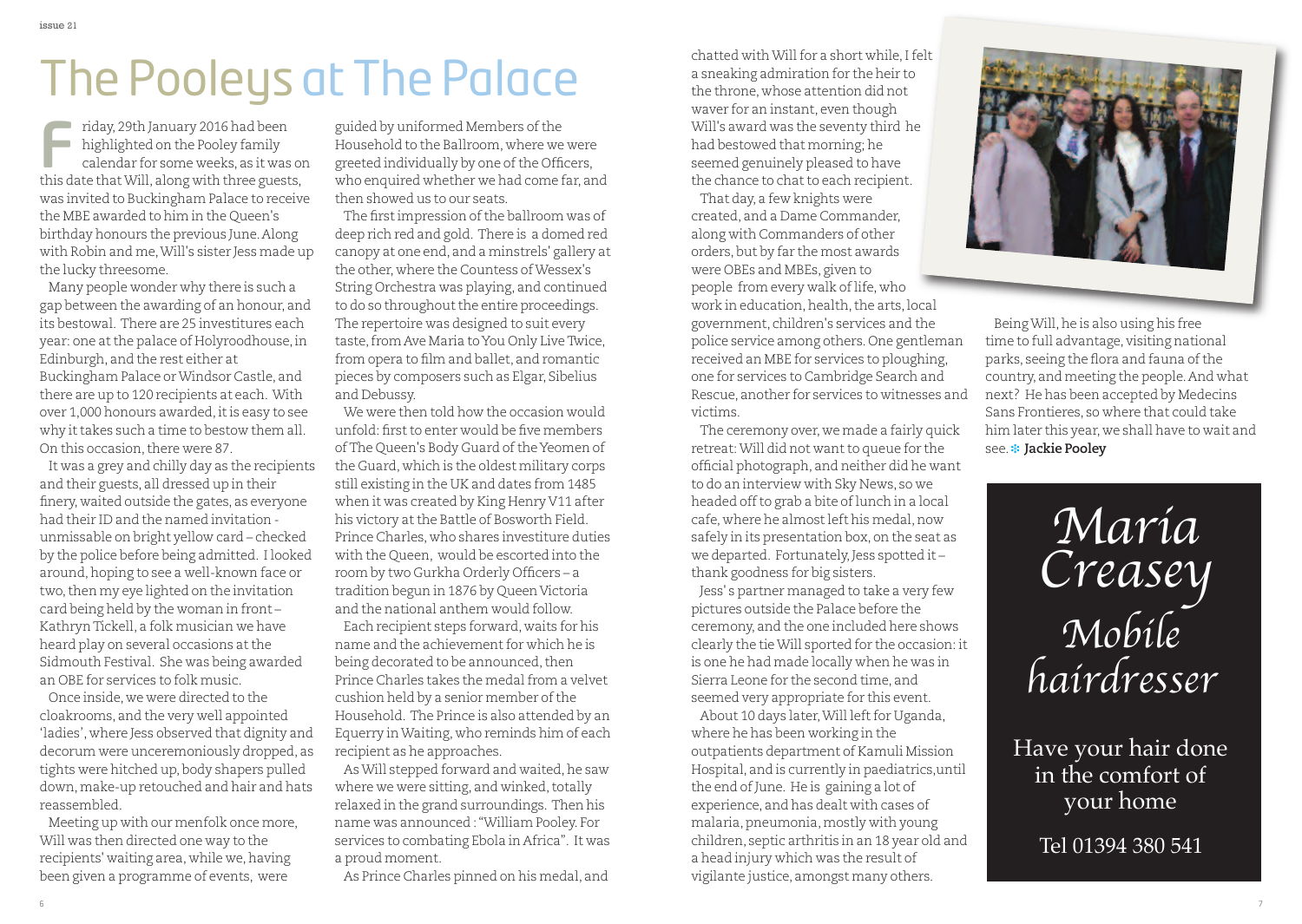# The Pooleys at The Palace

Friday, 29th January 2016 had been highlighted on the Pooley family calendar for some weeks, as it was on this date that Will, along with three guests, was invited to Buckingham Palace to receive the MBE awarded to him in the Queen's birthday honours the previous June. Along with Robin and me, Will's sister Jess made up the lucky threesome.

Many people wonder why there is such a gap between the awarding of an honour, and its bestowal. There are 25 investitures each year: one at the palace of Holyroodhouse, in Edinburgh, and the rest either at Buckingham Palace or Windsor Castle, and there are up to 120 recipients at each. With over 1,000 honours awarded, it is easy to see why it takes such a time to bestow them all. On this occasion, there were 87.

It was a grey and chilly day as the recipients and their guests, all dressed up in their finery, waited outside the gates, as everyone had their ID and the named invitation - unmissable on bright yellow card – checked by the police before being admitted. I looked around, hoping to see a well-known face or two, then my eye lighted on the invitation card being held by the woman in front – Kathryn Tickell, a folk musician we have heard play on several occasions at the Sidmouth Festival. She was being awarded an OBE for services to folk music.

Once inside, we were directed to the cloakrooms, and the very well appointed 'ladies', where Jess observed that dignity and decorum were unceremoniously dropped, as tights were hitched up, body shapers pulled down, make-up retouched and hair and hats reassembled.

Meeting up with our menfolk once more, Will was then directed one way to the recipients' waiting area, while we, having been given a programme of events, were guided by uniformed Members of the Household to the Ballroom, where we were greeted individually by one of the Officers, who enquired whether we had come far, and then showed us to our seats.

The first impression of the ballroom was of deep rich red and gold. There is a domed red canopy at one end, and a minstrels' gallery at the other, where the Countess of Wessex's String Orchestra was playing, and continued to do so throughout the entire proceedings. The repertoire was designed to suit every taste, from Ave Maria to You Only Live Twice, from opera to film and ballet, and romantic pieces by composers such as Elgar, Sibelius and Debussy.

We were then told how the occasion would unfold: first to enter would be five members of The Queen's Body Guard of the Yeomen of the Guard, which is the oldest military corps still existing in the UK and dates from 1485 when it was created by King Henry V11 after his victory at the Battle of Bosworth Field. Prince Charles, who shares investiture duties with the Queen, would be escorted into the room by two Gurkha Orderly Officers – a tradition begun in 1876 by Queen Victoria and the national anthem would follow.

Each recipient steps forward, waits for his name and the achievement for which he is being decorated to be announced, then Prince Charles takes the medal from a velvet cushion held by a senior member of the Household. The Prince is also attended by an Equerry in Waiting, who reminds him of each recipient as he approaches.

As Will stepped forward and waited, he saw where we were sitting, and winked, totally relaxed in the grand surroundings. Then his name was announced : "William Pooley. For services to combating Ebola in Africa". It was a proud moment.

As Prince Charles pinned on his medal, and chatted with Will for a short while, I felt a sneaking admiration for the heir to the throne, whose attention did not waver for an instant, even though Will's award was the seventy third he had bestowed that morning; he seemed genuinely pleased to have the chance to chat to each recipient.

That day, a few knights were created, and a Dame Commander, along with Commanders of other orders, but by far the most awards were OBEs and MBEs, given to people from every walk of life, who work in education, health, the arts, local government, children's services and the police service among others. One gentleman received an MBE for services to ploughing, one for services to Cambridge Search and Rescue, another for services to witnesses and victims.

The ceremony over, we made a fairly quick retreat: Will did not want to queue for the official photograph, and neither did he want to do an interview with Sky News, so we headed off to grab a bite of lunch in a local cafe, where he almost left his medal, now safely in its presentation box, on the seat as we departed. Fortunately, Jess spotted it – thank goodness for big sisters.

Jess' s partner managed to take a very few pictures outside the Palace before the ceremony, and the one included here shows clearly the tie Will sported for the occasion: it is one he had made locally when he was in Sierra Leone for the second time, and seemed very appropriate for this event.

About 10 days later, Will left for Uganda, where he has been working in the outpatients department of Kamuli Mission Hospital, and is currently in paediatrics,until the end of June. He is gaining a lot of experience, and has dealt with cases of malaria, pneumonia, mostly with young children, septic arthritis in an 18 year old and a head injury which was the result of vigilante justice, amongst many others.

Being Will, he is also using his free time to full advantage, visiting national parks, seeing the flora and fauna of the country, and meeting the people. And what next? He has been accepted by Medecins Sans Frontieres, so where that could take him later this year, we shall have to wait and see. **Jackie Pooley**

*Maria Creasey*

*Mobile hairdresser*

Have your hair done in the comfort of your home

Tel 01394 380 541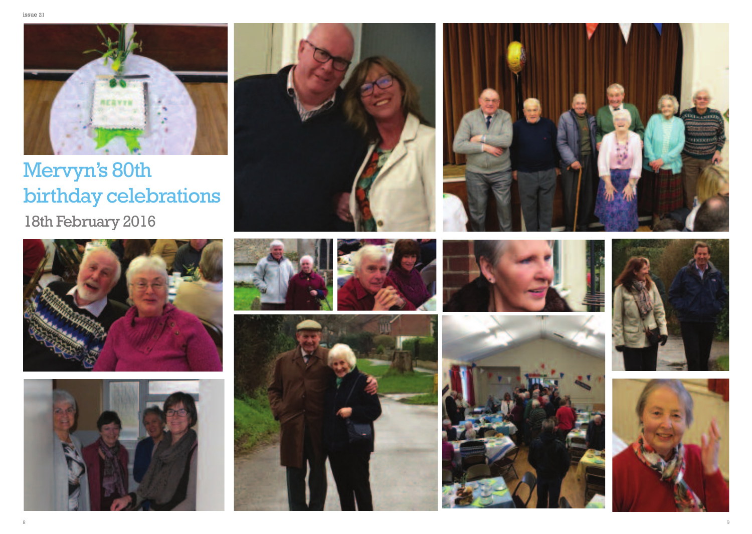# Mervyn's 80th birthday celebrations

18th February 2016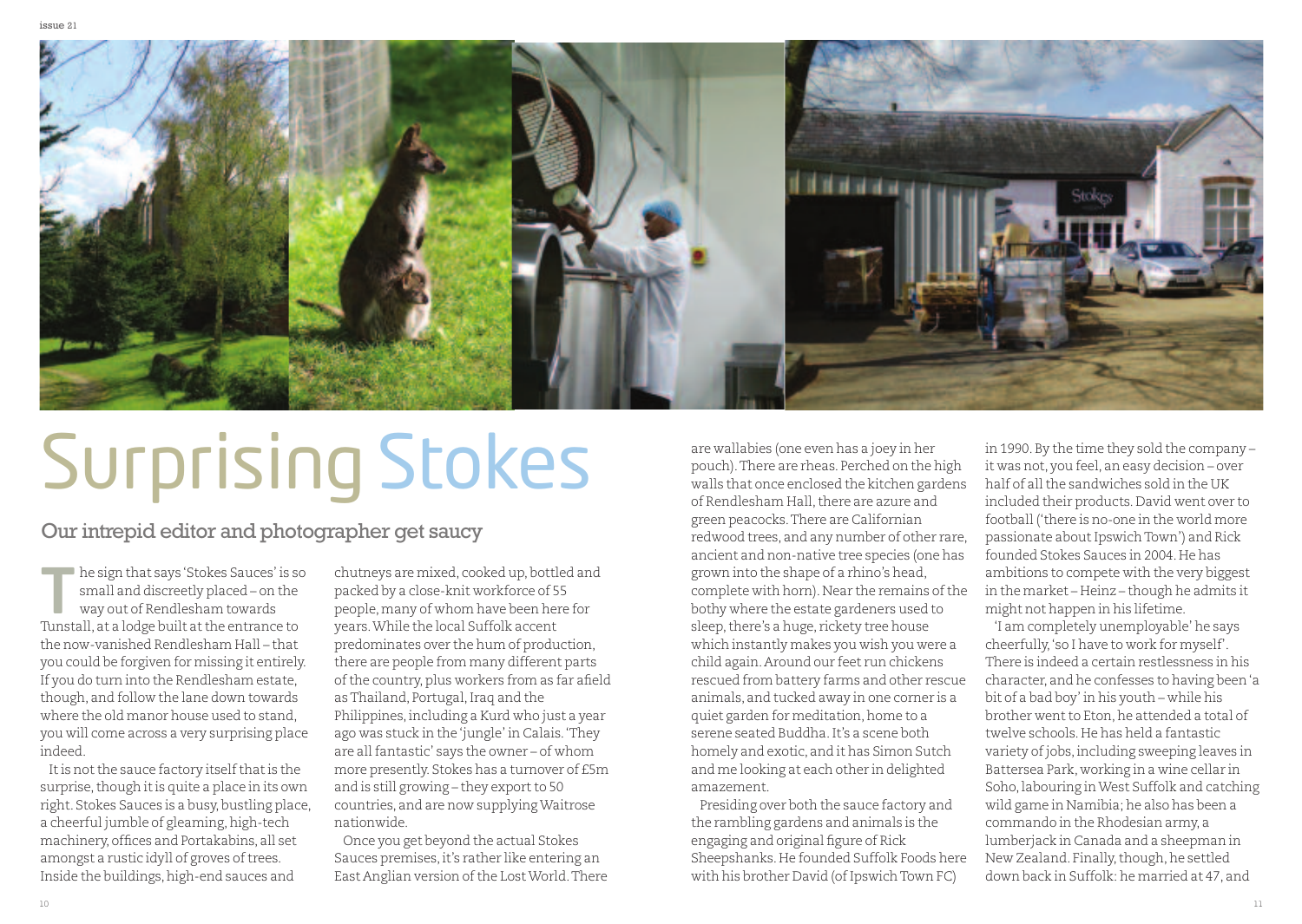# Surprising Stokes

## Our intrepid editor and photographer get saucy

The sign that says 'Stokes Sauces' is so small and discreetly placed – on the way out of Rendlesham towards Tunstall, at a lodge built at the entrance to the now-vanished Rendlesham Hall – that you could be forgiven for missing it entirely. If you do turn into the Rendlesham estate, though, and follow the lane down towards where the old manor house used to stand, you will come across a very surprising place indeed.

It is not the sauce factory itself that is the surprise, though it is quite a place in its own right. Stokes Sauces is a busy, bustling place, a cheerful jumble of gleaming, high-tech machinery, offices and Portakabins, all set amongst a rustic idyll of groves of trees. Inside the buildings, high-end sauces and chutneys are mixed, cooked up, bottled and packed by a close-knit workforce of 55 people, many of whom have been here for years. While the local Suffolk accent predominates over the hum of production, there are people from many different parts of the country, plus workers from as far afield as Thailand, Portugal, Iraq and the Philippines, including a Kurd who just a year ago was stuck in the 'jungle' in Calais. 'They are all fantastic' says the owner – of whom more presently. Stokes has a turnover of £5m and is still growing – they export to 50 countries, and are now supplying Waitrose nationwide.

Once you get beyond the actual Stokes Sauces premises, it's rather like entering an East Anglian version of the Lost World. There are wallabies (one even has a joey in her pouch). There are rheas. Perched on the high walls that once enclosed the kitchen gardens of Rendlesham Hall, there are azure and green peacocks. There are Californian redwood trees, and any number of other rare, ancient and non-native tree species (one has grown into the shape of a rhino's head, complete with horn). Near the remains of the bothy where the estate gardeners used to sleep, there's a huge, rickety tree house which instantly makes you wish you were a child again. Around our feet run chickens rescued from battery farms and other rescue animals, and tucked away in one corner is a quiet garden for meditation, home to a serene seated Buddha. It's a scene both homely and exotic, and it has Simon Sutch and me looking at each other in delighted amazement.

Presiding over both the sauce factory and the rambling gardens and animals is the engaging and original figure of Rick Sheepshanks. He founded Suffolk Foods here with his brother David (of Ipswich Town FC) in 1990. By the time they sold the company – it was not, you feel, an easy decision – over half of all the sandwiches sold in the UK included their products. David went over to football ('there is no-one in the world more passionate about Ipswich Town') and Rick founded Stokes Sauces in 2004. He has ambitions to compete with the very biggest in the market – Heinz – though he admits it might not happen in his lifetime.

'I am completely unemployable' he says cheerfully, 'so I have to work for myself'. There is indeed a certain restlessness in his character, and he confesses to having been 'a bit of a bad boy' in his youth – while his brother went to Eton, he attended a total of twelve schools. He has held a fantastic variety of jobs, including sweeping leaves in Battersea Park, working in a wine cellar in Soho, labouring in West Suffolk and catching wild game in Namibia; he also has been a commando in the Rhodesian army, a lumberjack in Canada and a sheepman in New Zealand. Finally, though, he settled down back in Suffolk: he married at 47, and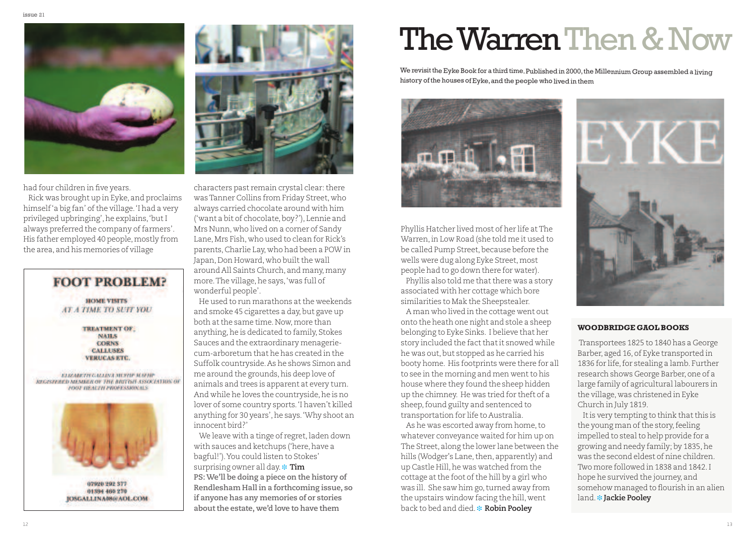had four children in five years.

Rick was brought up in Eyke, and proclaims himself 'a big fan' of the village. 'I had a very privileged upbringing', he explains, 'but I always preferred the company of farmers'. His father employed 40 people, mostly from the area, and his memories of village characters past remain crystal clear: there was Tanner Collins from Friday Street, who always carried chocolate around with him ('want a bit of chocolate, boy?'), Lennie and Mrs Nunn, who lived on a corner of Sandy Lane, Mrs Fish, who used to clean for Rick's parents, Charlie Lay, who had been a POW in Japan, Don Howard, who built the wall around All Saints Church, and many, many more. The village, he says, 'was full of wonderful people'.

He used to run marathons at the weekends and smoke 45 cigarettes a day, but gave up both at the same time. Now, more than anything, he is dedicated to family, Stokes Sauces and the extraordinary menagerie-cum-arboretum that he has created in the Suffolk countryside. As he shows Simon and me around the grounds, his deep love of animals and trees is apparent at every turn. And while he loves the countryside, he is no lover of some country sports. 'I haven't killed anything for 30 years', he says. 'Why shoot an innocent bird?'

We leave with a tinge of regret, laden down with sauces and ketchups ('here, have a bagful!'). You could listen to Stokes' surprising owner all day. **Tim**

**PS: We'll be doing a piece on the history of Rendlesham Hall in a forthcoming issue, so if anyone has any memories of or stories about the estate, we'd love to have them**

**FOOT PROBLEM?**

HOME VISITS
*AT A TIME TO SUIT YOU*

TREATMENT OF:
NAILS
CORNS
CALLUSES
VERUCAS ETC.

ELIZABETH GALLINA MCHSP MAFHP
REGISTERED MEMBER OF THE BRITISH ASSOCIATION OF FOOT HEALTH PROFESSIONALS

07920 292 377
01394 460 270
JOSGALLINA08@AOL.COM

# The Warren Then & Now

We revisit the Eyke Book for a third time. Published in 2000, the Millennium Group assembled a living history of the houses of Eyke, and the people who lived in them

Phyllis Hatcher lived most of her life at The Warren, in Low Road (she told me it used to be called Pump Street, because before the wells were dug along Eyke Street, most people had to go down there for water).

Phyllis also told me that there was a story associated with her cottage which bore similarities to Mak the Sheepstealer.

A man who lived in the cottage went out onto the heath one night and stole a sheep belonging to Eyke Sinks. I believe that her story included the fact that it snowed while he was out, but stopped as he carried his booty home. His footprints were there for all to see in the morning and men went to his house where they found the sheep hidden up the chimney. He was tried for theft of a sheep, found guilty and sentenced to transportation for life to Australia.

As he was escorted away from home, to whatever conveyance waited for him up on The Street, along the lower lane between the hills (Wodger's Lane, then, apparently) and up Castle Hill, he was watched from the cottage at the foot of the hill by a girl who was ill. She saw him go, turned away from the upstairs window facing the hill, went back to bed and died. **Robin Pooley**

### WOODBRIDGE GAOL BOOKS

Transportees 1825 to 1840 has a George Barber, aged 16, of Eyke transported in 1836 for life, for stealing a lamb. Further research shows George Barber, one of a large family of agricultural labourers in the village, was christened in Eyke Church in July 1819.

It is very tempting to think that this is the young man of the story, feeling impelled to steal to help provide for a growing and needy family; by 1835, he was the second eldest of nine children. Two more followed in 1838 and 1842. I hope he survived the journey, and somehow managed to flourish in an alien land. **Jackie Pooley**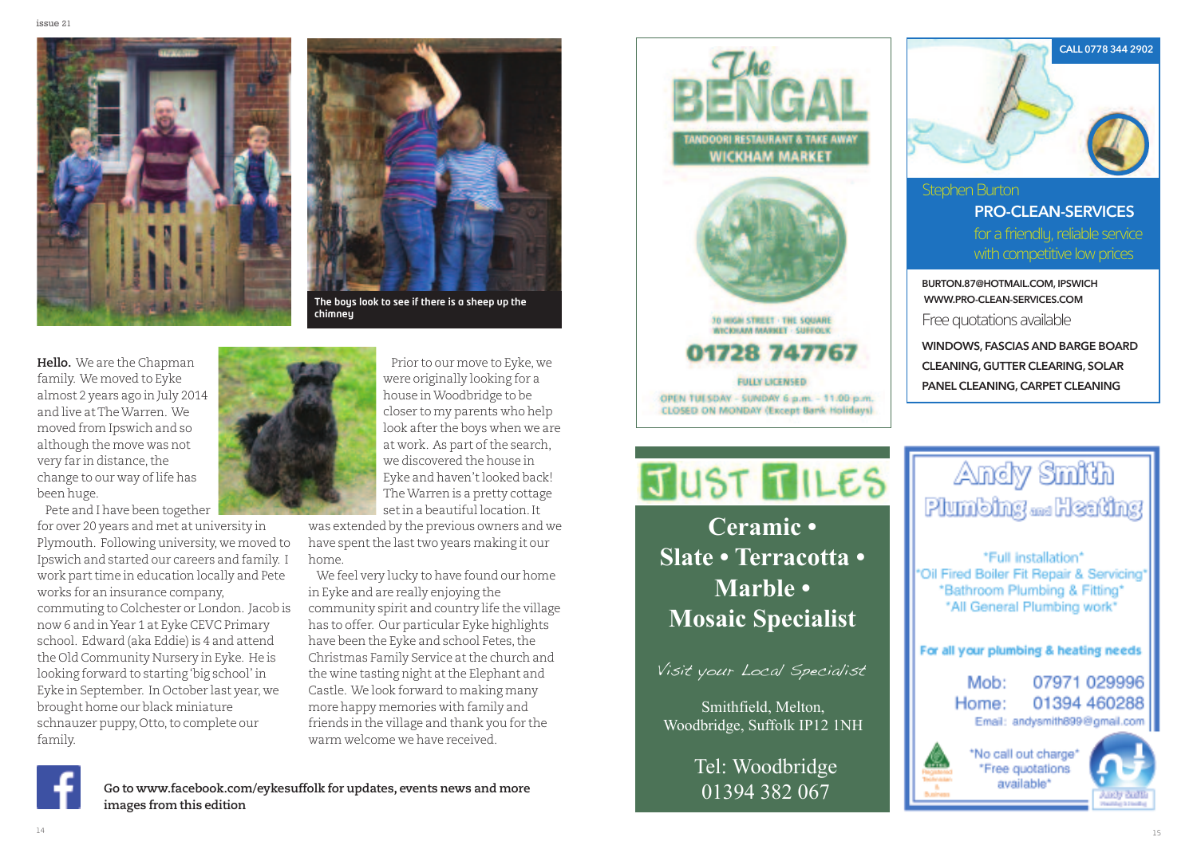The boys look to see if there is a sheep up the chimney

**Hello.** We are the Chapman family. We moved to Eyke almost 2 years ago in July 2014 and live at The Warren. We moved from Ipswich and so although the move was not very far in distance, the change to our way of life has been huge.

Pete and I have been together for over 20 years and met at university in Plymouth. Following university, we moved to Ipswich and started our careers and family. I work part time in education locally and Pete works for an insurance company, commuting to Colchester or London. Jacob is now 6 and in Year 1 at Eyke CEVC Primary school. Edward (aka Eddie) is 4 and attend the Old Community Nursery in Eyke. He is looking forward to starting 'big school' in Eyke in September. In October last year, we brought home our black miniature schnauzer puppy, Otto, to complete our family.

Prior to our move to Eyke, we were originally looking for a house in Woodbridge to be closer to my parents who help look after the boys when we are at work. As part of the search, we discovered the house in Eyke and haven't looked back! The Warren is a pretty cottage set in a beautiful location. It was extended by the previous owners and we have spent the last two years making it our home.

We feel very lucky to have found our home in Eyke and are really enjoying the community spirit and country life the village has to offer. Our particular Eyke highlights have been the Eyke and school Fetes, the Christmas Family Service at the church and the wine tasting night at the Elephant and Castle. We look forward to making many more happy memories with family and friends in the village and thank you for the warm welcome we have received.

**Go to www.facebook.com/eykesuffolk for updates, events news and more images from this edition**

---

**The BENGAL**

TANDOORI RESTAURANT & TAKE AWAY
WICKHAM MARKET

30 HIGH STREET · THE SQUARE
WICKHAM MARKET · SUFFOLK

**01728 747767**

FULLY LICENSED

OPEN TUESDAY – SUNDAY 6 p.m. – 11.00 p.m.
CLOSED ON MONDAY (Except Bank Holidays)

---

CALL 0778 344 2902

Stephen Burton

**PRO-CLEAN-SERVICES**

for a friendly, reliable service with competitive low prices

BURTON.87@HOTMAIL.COM, IPSWICH
WWW.PRO-CLEAN-SERVICES.COM

Free quotations available

WINDOWS, FASCIAS AND BARGE BOARD CLEANING, GUTTER CLEARING, SOLAR PANEL CLEANING, CARPET CLEANING

---

**JUST TILES**

**Ceramic • Slate • Terracotta • Marble • Mosaic Specialist**

*Visit your Local Specialist*

Smithfield, Melton, Woodbridge, Suffolk IP12 1NH

Tel: Woodbridge 01394 382 067

---

**Andy Smith Plumbing and Heating**

\*Full installation\*
\*Oil Fired Boiler Fit Repair & Servicing\*
\*Bathroom Plumbing & Fitting\*
\*All General Plumbing work\*

**For all your plumbing & heating needs**

Mob: 07971 029996
Home: 01394 460288
Email: andysmith899@gmail.com

\*No call out charge\*
\*Free quotations available\*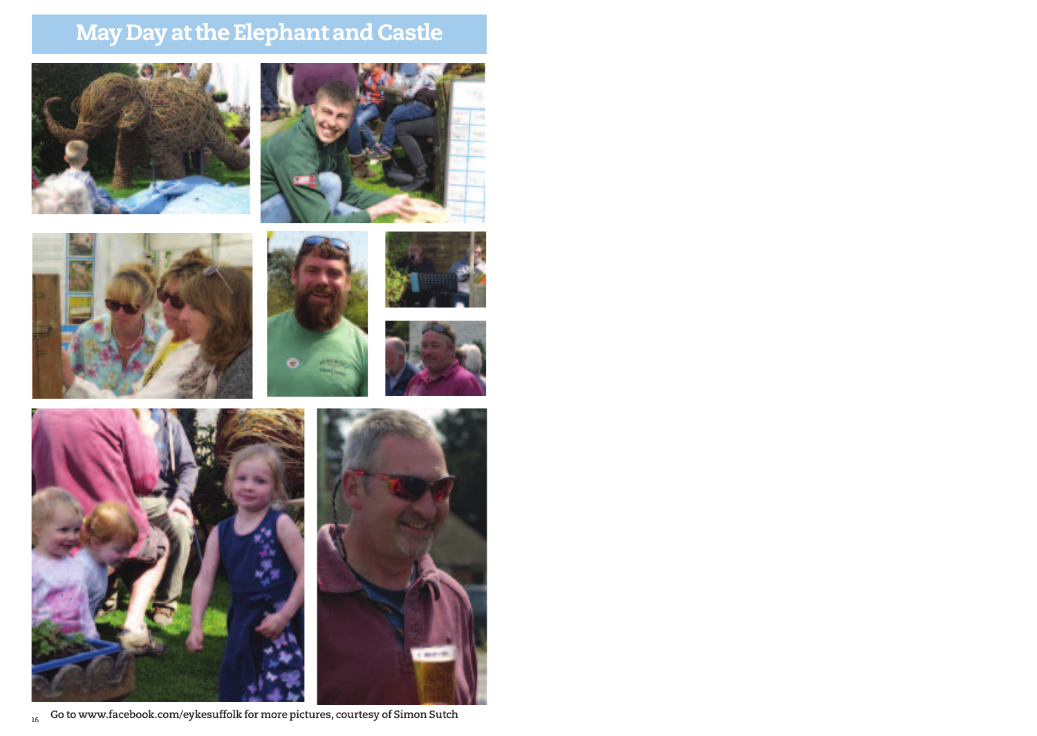# May Day at the Elephant and Castle

Go to www.facebook.com/eykesuffolk for more pictures, courtesy of Simon Sutch